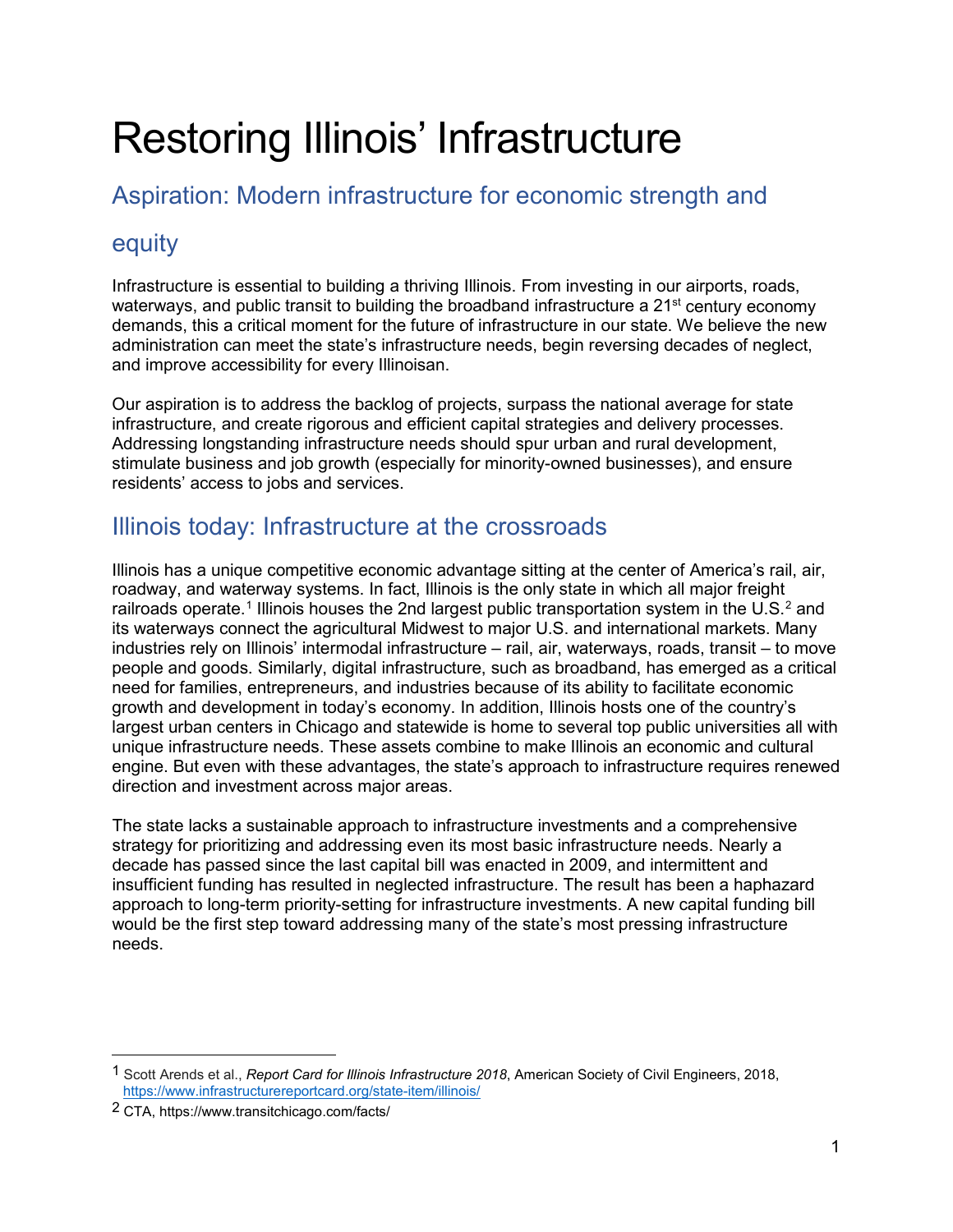# Restoring Illinois' Infrastructure

## Aspiration: Modern infrastructure for economic strength and equity

Infrastructure is essential to building a thriving Illinois. From investing in our airports, roads, waterways, and public transit to building the broadband infrastructure a 21st century economy demands, this a critical moment for the future of infrastructure in our state. We believe the new administration can meet the state's infrastructure needs, begin reversing decades of neglect, and improve accessibility for every Illinoisan.

Our aspiration is to address the backlog of projects, surpass the national average for state infrastructure, and create rigorous and efficient capital strategies and delivery processes. Addressing longstanding infrastructure needs should spur urban and rural development, stimulate business and job growth (especially for minority-owned businesses), and ensure residents' access to jobs and services.

## Illinois today: Infrastructure at the crossroads

Illinois has a unique competitive economic advantage sitting at the center of America's rail, air, roadway, and waterway systems. In fact, Illinois is the only state in which all major freight railroads operate.[1] Illinois houses the 2nd largest public transportation system in the U.S.[2] and its waterways connect the agricultural Midwest to major U.S. and international markets. Many industries rely on Illinois' intermodal infrastructure – rail, air, waterways, roads, transit – to move people and goods. Similarly, digital infrastructure, such as broadband, has emerged as a critical need for families, entrepreneurs, and industries because of its ability to facilitate economic growth and development in today's economy. In addition, Illinois hosts one of the country's largest urban centers in Chicago and statewide is home to several top public universities all with unique infrastructure needs. These assets combine to make Illinois an economic and cultural engine. But even with these advantages, the state's approach to infrastructure requires renewed direction and investment across major areas.

The state lacks a sustainable approach to infrastructure investments and a comprehensive strategy for prioritizing and addressing even its most basic infrastructure needs. Nearly a decade has passed since the last capital bill was enacted in 2009, and intermittent and insufficient funding has resulted in neglected infrastructure. The result has been a haphazard approach to long-term priority-setting for infrastructure investments. A new capital funding bill would be the first step toward addressing many of the state's most pressing infrastructure needs.

---

[1] Scott Arends et al., *Report Card for Illinois Infrastructure 2018*, American Society of Civil Engineers, 2018, https://www.infrastructurereportcard.org/state-item/illinois/

[2] CTA, https://www.transitchicago.com/facts/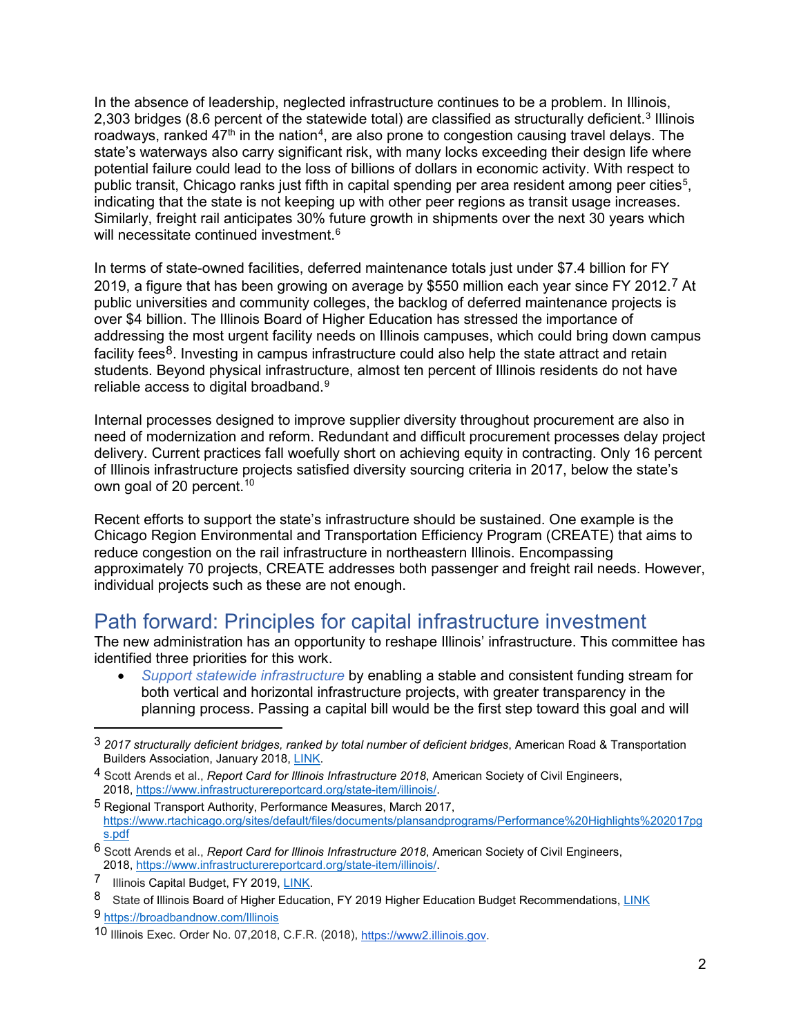In the absence of leadership, neglected infrastructure continues to be a problem. In Illinois, 2,303 bridges (8.6 percent of the statewide total) are classified as structurally deficient.[3] Illinois roadways, ranked 47th in the nation[4], are also prone to congestion causing travel delays. The state's waterways also carry significant risk, with many locks exceeding their design life where potential failure could lead to the loss of billions of dollars in economic activity. With respect to public transit, Chicago ranks just fifth in capital spending per area resident among peer cities[5], indicating that the state is not keeping up with other peer regions as transit usage increases. Similarly, freight rail anticipates 30% future growth in shipments over the next 30 years which will necessitate continued investment.[6]

In terms of state-owned facilities, deferred maintenance totals just under $7.4 billion for FY 2019, a figure that has been growing on average by $550 million each year since FY 2012.[7] At public universities and community colleges, the backlog of deferred maintenance projects is over $4 billion. The Illinois Board of Higher Education has stressed the importance of addressing the most urgent facility needs on Illinois campuses, which could bring down campus facility fees[8]. Investing in campus infrastructure could also help the state attract and retain students. Beyond physical infrastructure, almost ten percent of Illinois residents do not have reliable access to digital broadband.[9]

Internal processes designed to improve supplier diversity throughout procurement are also in need of modernization and reform. Redundant and difficult procurement processes delay project delivery. Current practices fall woefully short on achieving equity in contracting. Only 16 percent of Illinois infrastructure projects satisfied diversity sourcing criteria in 2017, below the state's own goal of 20 percent.[10]

Recent efforts to support the state's infrastructure should be sustained. One example is the Chicago Region Environmental and Transportation Efficiency Program (CREATE) that aims to reduce congestion on the rail infrastructure in northeastern Illinois. Encompassing approximately 70 projects, CREATE addresses both passenger and freight rail needs. However, individual projects such as these are not enough.

## Path forward: Principles for capital infrastructure investment

The new administration has an opportunity to reshape Illinois' infrastructure. This committee has identified three priorities for this work.

- *Support statewide infrastructure* by enabling a stable and consistent funding stream for both vertical and horizontal infrastructure projects, with greater transparency in the planning process. Passing a capital bill would be the first step toward this goal and will

---

[3] *2017 structurally deficient bridges, ranked by total number of deficient bridges*, American Road & Transportation Builders Association, January 2018, LINK.

[4] Scott Arends et al., *Report Card for Illinois Infrastructure 2018*, American Society of Civil Engineers, 2018, https://www.infrastructurereportcard.org/state-item/illinois/.

[5] Regional Transport Authority, Performance Measures, March 2017, https://www.rtachicago.org/sites/default/files/documents/plansandprograms/Performance%20Highlights%202017pgs.pdf

[6] Scott Arends et al., *Report Card for Illinois Infrastructure 2018*, American Society of Civil Engineers, 2018, https://www.infrastructurereportcard.org/state-item/illinois/.

[7] Illinois Capital Budget, FY 2019, LINK.

[8] State of Illinois Board of Higher Education, FY 2019 Higher Education Budget Recommendations, LINK

[9] https://broadbandnow.com/Illinois

[10] Illinois Exec. Order No. 07,2018, C.F.R. (2018), https://www2.illinois.gov.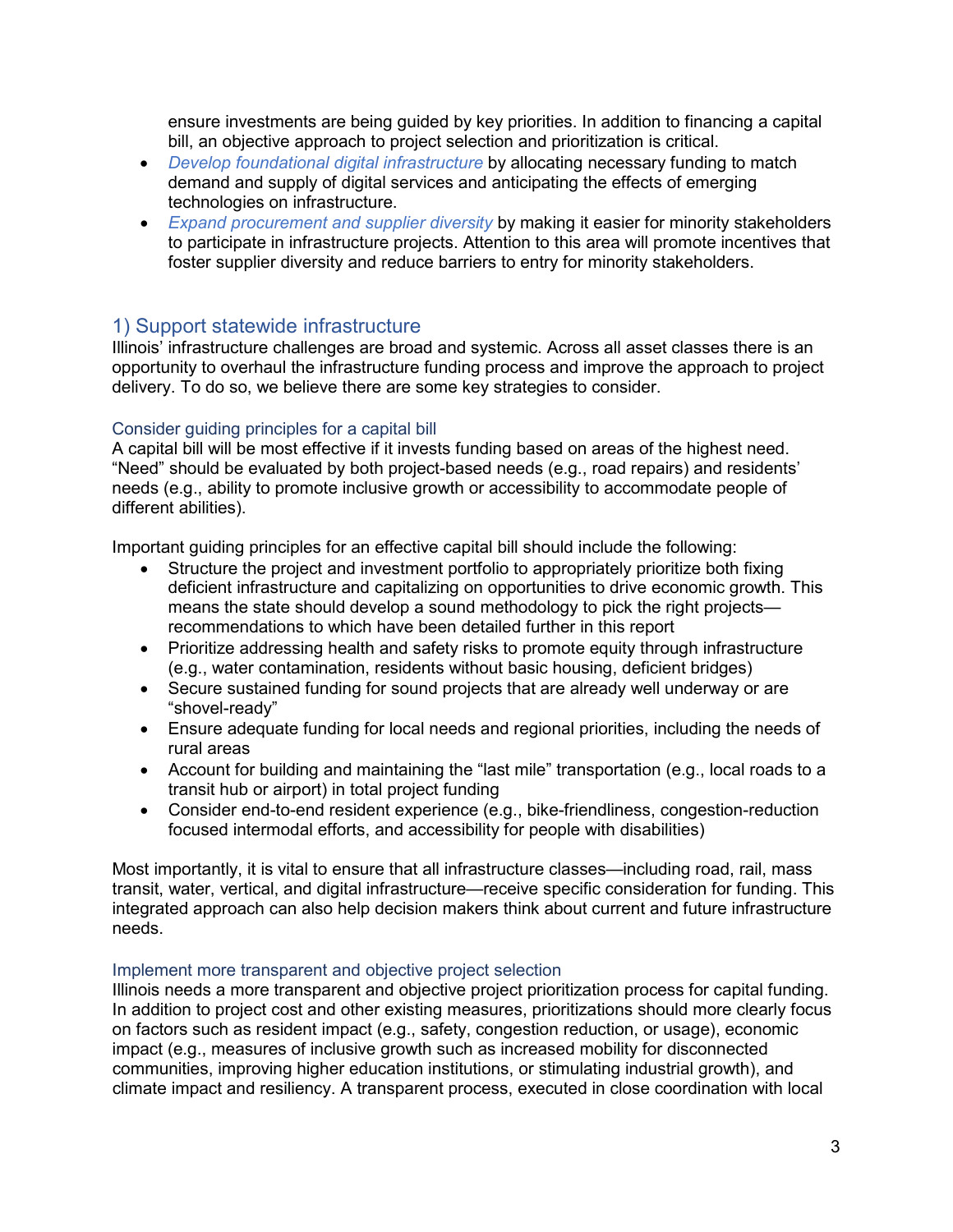ensure investments are being guided by key priorities. In addition to financing a capital bill, an objective approach to project selection and prioritization is critical.

- *Develop foundational digital infrastructure* by allocating necessary funding to match demand and supply of digital services and anticipating the effects of emerging technologies on infrastructure.
- *Expand procurement and supplier diversity* by making it easier for minority stakeholders to participate in infrastructure projects. Attention to this area will promote incentives that foster supplier diversity and reduce barriers to entry for minority stakeholders.

## 1) Support statewide infrastructure

Illinois' infrastructure challenges are broad and systemic. Across all asset classes there is an opportunity to overhaul the infrastructure funding process and improve the approach to project delivery. To do so, we believe there are some key strategies to consider.

### Consider guiding principles for a capital bill

A capital bill will be most effective if it invests funding based on areas of the highest need. "Need" should be evaluated by both project-based needs (e.g., road repairs) and residents' needs (e.g., ability to promote inclusive growth or accessibility to accommodate people of different abilities).

Important guiding principles for an effective capital bill should include the following:

- Structure the project and investment portfolio to appropriately prioritize both fixing deficient infrastructure and capitalizing on opportunities to drive economic growth. This means the state should develop a sound methodology to pick the right projects—recommendations to which have been detailed further in this report
- Prioritize addressing health and safety risks to promote equity through infrastructure (e.g., water contamination, residents without basic housing, deficient bridges)
- Secure sustained funding for sound projects that are already well underway or are "shovel-ready"
- Ensure adequate funding for local needs and regional priorities, including the needs of rural areas
- Account for building and maintaining the "last mile" transportation (e.g., local roads to a transit hub or airport) in total project funding
- Consider end-to-end resident experience (e.g., bike-friendliness, congestion-reduction focused intermodal efforts, and accessibility for people with disabilities)

Most importantly, it is vital to ensure that all infrastructure classes—including road, rail, mass transit, water, vertical, and digital infrastructure—receive specific consideration for funding. This integrated approach can also help decision makers think about current and future infrastructure needs.

### Implement more transparent and objective project selection

Illinois needs a more transparent and objective project prioritization process for capital funding. In addition to project cost and other existing measures, prioritizations should more clearly focus on factors such as resident impact (e.g., safety, congestion reduction, or usage), economic impact (e.g., measures of inclusive growth such as increased mobility for disconnected communities, improving higher education institutions, or stimulating industrial growth), and climate impact and resiliency. A transparent process, executed in close coordination with local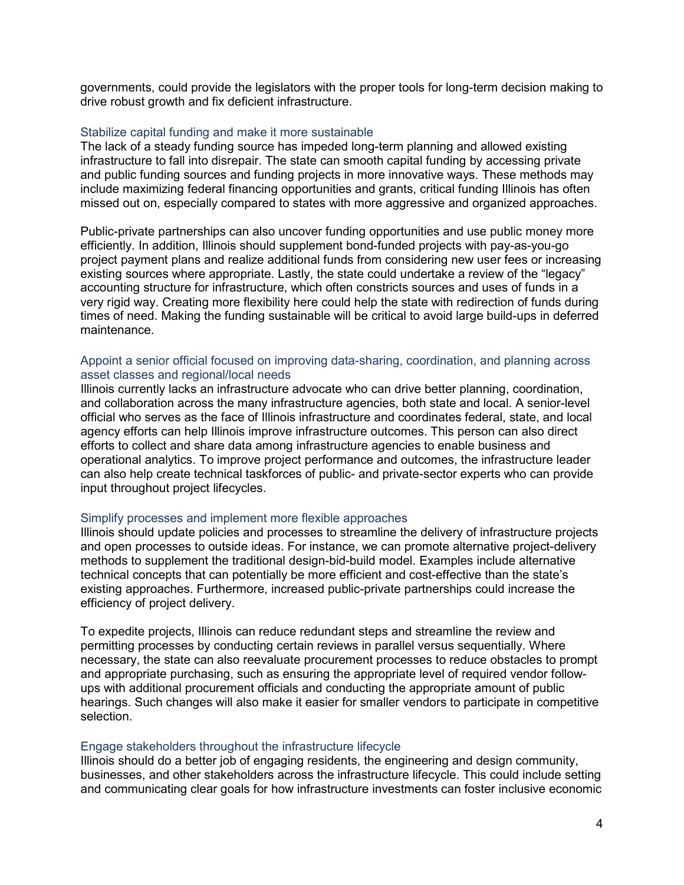governments, could provide the legislators with the proper tools for long-term decision making to drive robust growth and fix deficient infrastructure.

### Stabilize capital funding and make it more sustainable

The lack of a steady funding source has impeded long-term planning and allowed existing infrastructure to fall into disrepair. The state can smooth capital funding by accessing private and public funding sources and funding projects in more innovative ways. These methods may include maximizing federal financing opportunities and grants, critical funding Illinois has often missed out on, especially compared to states with more aggressive and organized approaches.

Public-private partnerships can also uncover funding opportunities and use public money more efficiently. In addition, Illinois should supplement bond-funded projects with pay-as-you-go project payment plans and realize additional funds from considering new user fees or increasing existing sources where appropriate. Lastly, the state could undertake a review of the "legacy" accounting structure for infrastructure, which often constricts sources and uses of funds in a very rigid way. Creating more flexibility here could help the state with redirection of funds during times of need. Making the funding sustainable will be critical to avoid large build-ups in deferred maintenance.

### Appoint a senior official focused on improving data-sharing, coordination, and planning across asset classes and regional/local needs

Illinois currently lacks an infrastructure advocate who can drive better planning, coordination, and collaboration across the many infrastructure agencies, both state and local. A senior-level official who serves as the face of Illinois infrastructure and coordinates federal, state, and local agency efforts can help Illinois improve infrastructure outcomes. This person can also direct efforts to collect and share data among infrastructure agencies to enable business and operational analytics. To improve project performance and outcomes, the infrastructure leader can also help create technical taskforces of public- and private-sector experts who can provide input throughout project lifecycles.

### Simplify processes and implement more flexible approaches

Illinois should update policies and processes to streamline the delivery of infrastructure projects and open processes to outside ideas. For instance, we can promote alternative project-delivery methods to supplement the traditional design-bid-build model. Examples include alternative technical concepts that can potentially be more efficient and cost-effective than the state's existing approaches. Furthermore, increased public-private partnerships could increase the efficiency of project delivery.

To expedite projects, Illinois can reduce redundant steps and streamline the review and permitting processes by conducting certain reviews in parallel versus sequentially. Where necessary, the state can also reevaluate procurement processes to reduce obstacles to prompt and appropriate purchasing, such as ensuring the appropriate level of required vendor follow-ups with additional procurement officials and conducting the appropriate amount of public hearings. Such changes will also make it easier for smaller vendors to participate in competitive selection.

### Engage stakeholders throughout the infrastructure lifecycle

Illinois should do a better job of engaging residents, the engineering and design community, businesses, and other stakeholders across the infrastructure lifecycle. This could include setting and communicating clear goals for how infrastructure investments can foster inclusive economic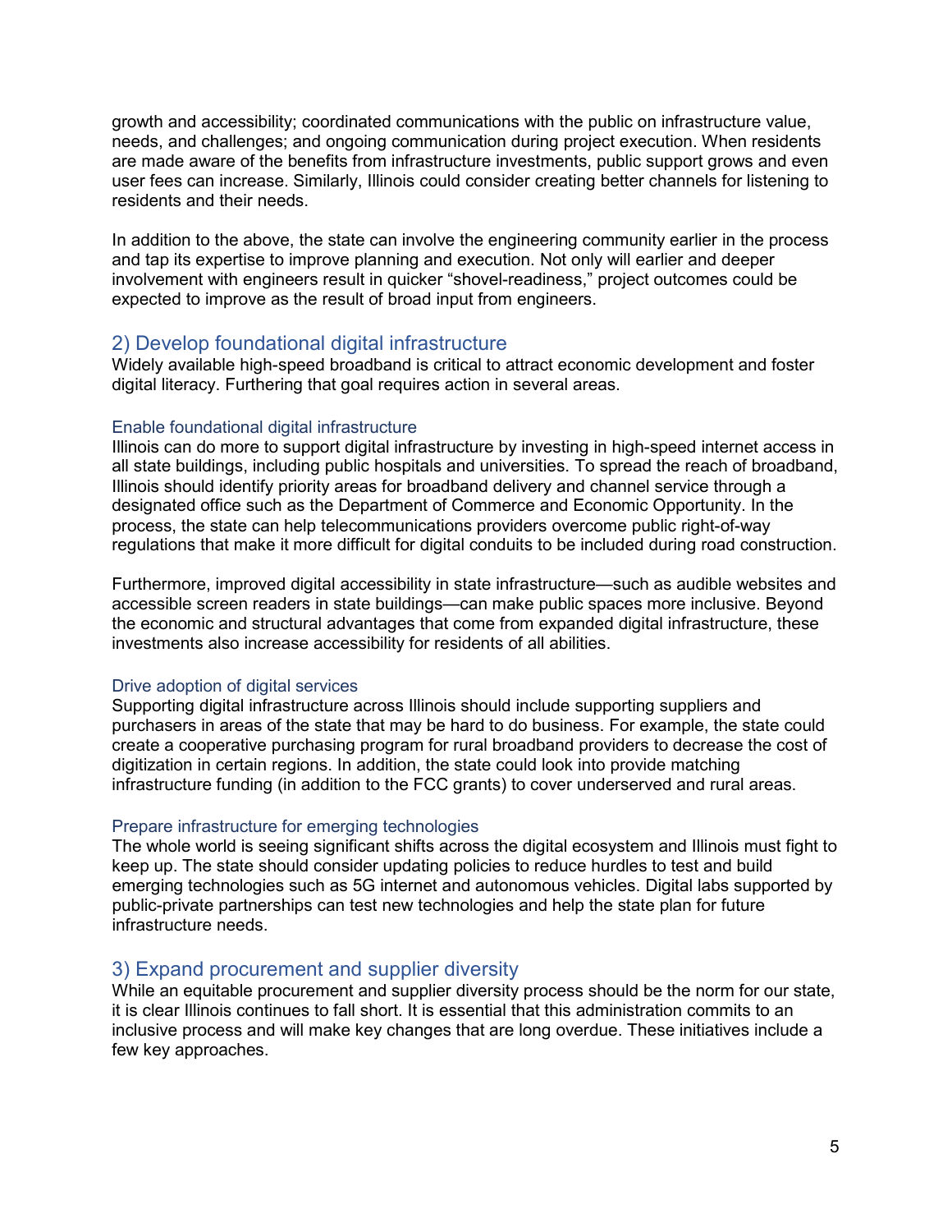growth and accessibility; coordinated communications with the public on infrastructure value, needs, and challenges; and ongoing communication during project execution. When residents are made aware of the benefits from infrastructure investments, public support grows and even user fees can increase. Similarly, Illinois could consider creating better channels for listening to residents and their needs.

In addition to the above, the state can involve the engineering community earlier in the process and tap its expertise to improve planning and execution. Not only will earlier and deeper involvement with engineers result in quicker "shovel-readiness," project outcomes could be expected to improve as the result of broad input from engineers.

## 2) Develop foundational digital infrastructure

Widely available high-speed broadband is critical to attract economic development and foster digital literacy. Furthering that goal requires action in several areas.

### Enable foundational digital infrastructure

Illinois can do more to support digital infrastructure by investing in high-speed internet access in all state buildings, including public hospitals and universities. To spread the reach of broadband, Illinois should identify priority areas for broadband delivery and channel service through a designated office such as the Department of Commerce and Economic Opportunity. In the process, the state can help telecommunications providers overcome public right-of-way regulations that make it more difficult for digital conduits to be included during road construction.

Furthermore, improved digital accessibility in state infrastructure—such as audible websites and accessible screen readers in state buildings—can make public spaces more inclusive. Beyond the economic and structural advantages that come from expanded digital infrastructure, these investments also increase accessibility for residents of all abilities.

### Drive adoption of digital services

Supporting digital infrastructure across Illinois should include supporting suppliers and purchasers in areas of the state that may be hard to do business. For example, the state could create a cooperative purchasing program for rural broadband providers to decrease the cost of digitization in certain regions. In addition, the state could look into provide matching infrastructure funding (in addition to the FCC grants) to cover underserved and rural areas.

### Prepare infrastructure for emerging technologies

The whole world is seeing significant shifts across the digital ecosystem and Illinois must fight to keep up. The state should consider updating policies to reduce hurdles to test and build emerging technologies such as 5G internet and autonomous vehicles. Digital labs supported by public-private partnerships can test new technologies and help the state plan for future infrastructure needs.

## 3) Expand procurement and supplier diversity

While an equitable procurement and supplier diversity process should be the norm for our state, it is clear Illinois continues to fall short. It is essential that this administration commits to an inclusive process and will make key changes that are long overdue. These initiatives include a few key approaches.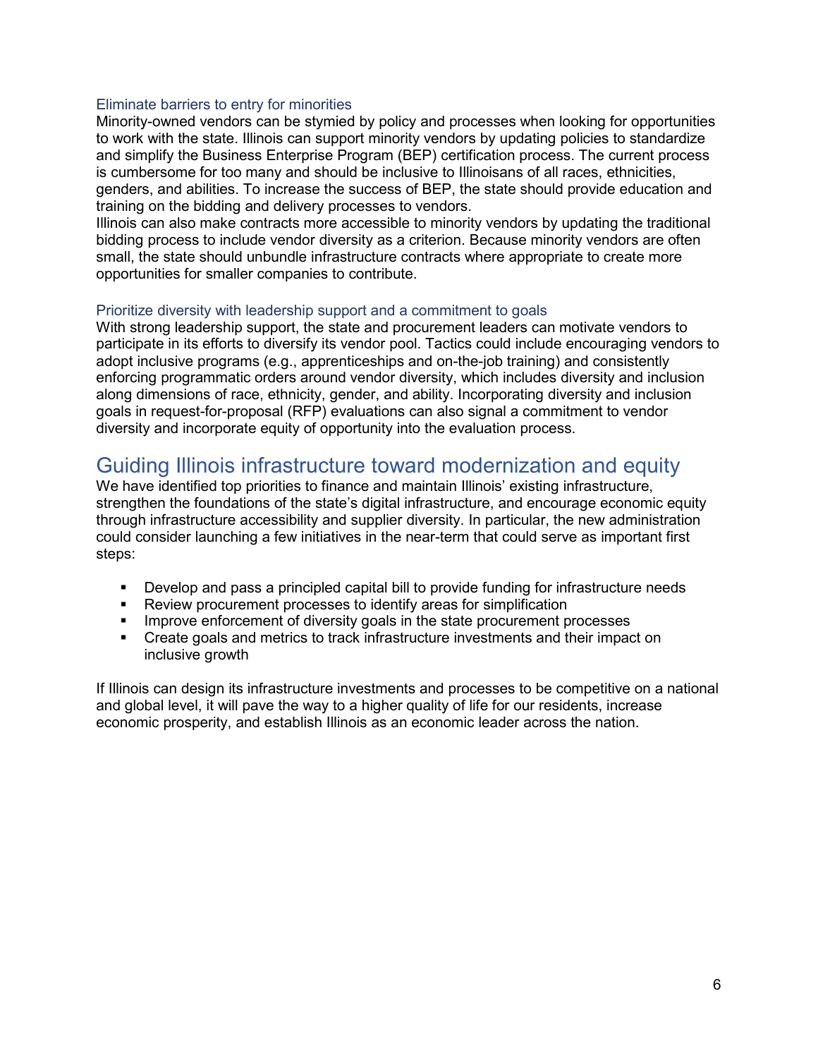### Eliminate barriers to entry for minorities

Minority-owned vendors can be stymied by policy and processes when looking for opportunities to work with the state. Illinois can support minority vendors by updating policies to standardize and simplify the Business Enterprise Program (BEP) certification process. The current process is cumbersome for too many and should be inclusive to Illinoisans of all races, ethnicities, genders, and abilities. To increase the success of BEP, the state should provide education and training on the bidding and delivery processes to vendors.

Illinois can also make contracts more accessible to minority vendors by updating the traditional bidding process to include vendor diversity as a criterion. Because minority vendors are often small, the state should unbundle infrastructure contracts where appropriate to create more opportunities for smaller companies to contribute.

### Prioritize diversity with leadership support and a commitment to goals

With strong leadership support, the state and procurement leaders can motivate vendors to participate in its efforts to diversify its vendor pool. Tactics could include encouraging vendors to adopt inclusive programs (e.g., apprenticeships and on-the-job training) and consistently enforcing programmatic orders around vendor diversity, which includes diversity and inclusion along dimensions of race, ethnicity, gender, and ability. Incorporating diversity and inclusion goals in request-for-proposal (RFP) evaluations can also signal a commitment to vendor diversity and incorporate equity of opportunity into the evaluation process.

## Guiding Illinois infrastructure toward modernization and equity

We have identified top priorities to finance and maintain Illinois' existing infrastructure, strengthen the foundations of the state's digital infrastructure, and encourage economic equity through infrastructure accessibility and supplier diversity. In particular, the new administration could consider launching a few initiatives in the near-term that could serve as important first steps:

- Develop and pass a principled capital bill to provide funding for infrastructure needs
- Review procurement processes to identify areas for simplification
- Improve enforcement of diversity goals in the state procurement processes
- Create goals and metrics to track infrastructure investments and their impact on inclusive growth

If Illinois can design its infrastructure investments and processes to be competitive on a national and global level, it will pave the way to a higher quality of life for our residents, increase economic prosperity, and establish Illinois as an economic leader across the nation.